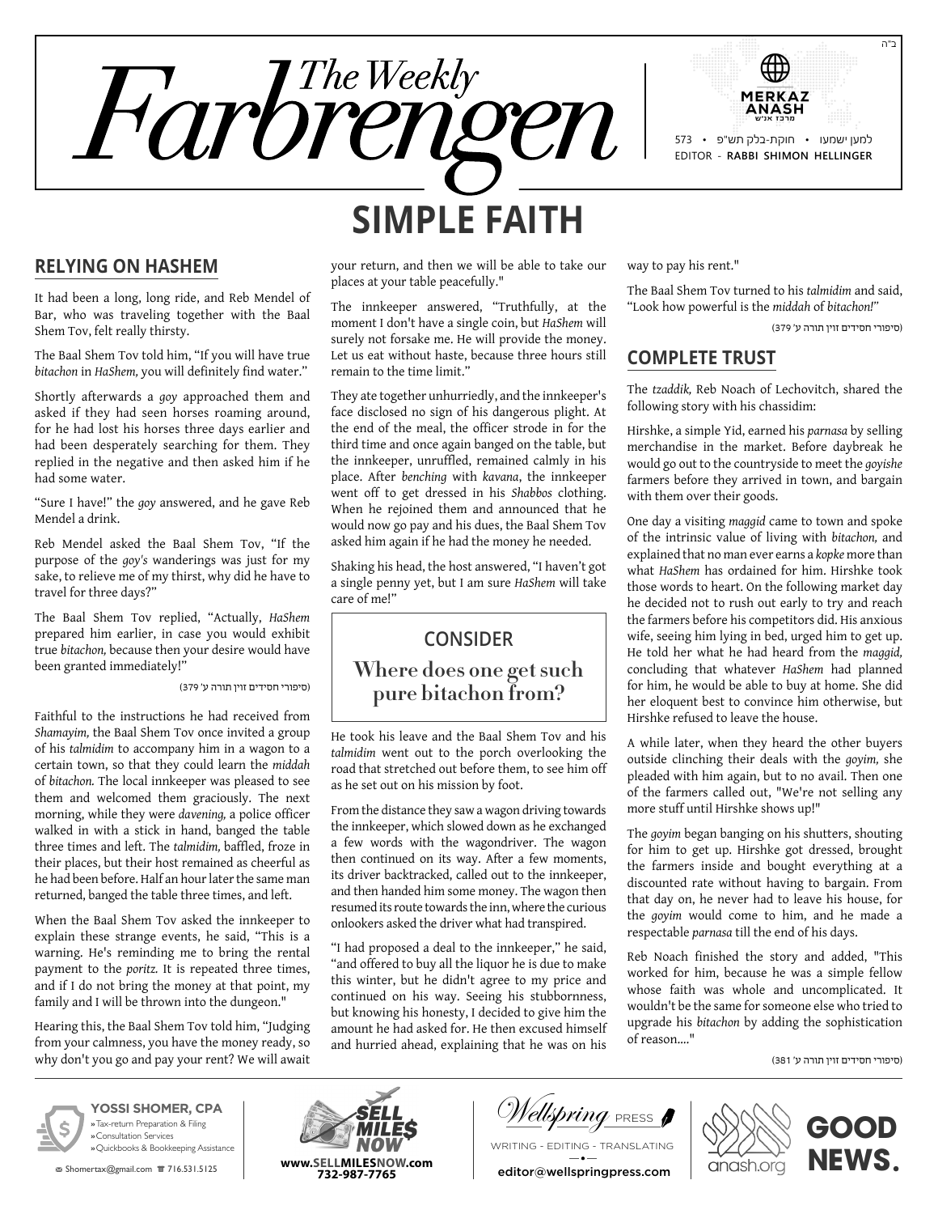ב"ה

# The Weekly Farbrengen

573 • חוקת-בלק תש"פ • למען ישמעו

EDITOR - **RABBI SHIMON HELLINGER**

# SIMPLE FAITH

## RELYING ON HASHEM

It had been a long, long ride, and Reb Mendel of Bar, who was traveling together with the Baal Shem Tov, felt really thirsty.

The Baal Shem Tov told him, "If you will have true *bitachon* in *HaShem,* you will definitely find water."

Shortly afterwards a *goy* approached them and asked if they had seen horses roaming around, for he had lost his horses three days earlier and had been desperately searching for them. They replied in the negative and then asked him if he had some water.

"Sure I have!" the *goy* answered, and he gave Reb Mendel a drink.

Reb Mendel asked the Baal Shem Tov, "If the purpose of the *goy's* wanderings was just for my sake, to relieve me of my thirst, why did he have to travel for three days?"

The Baal Shem Tov replied, "Actually, *HaShem* prepared him earlier, in case you would exhibit true *bitachon,* because then your desire would have been granted immediately!"

(סיפורי חסידים זוין תורה ע' 379)

Faithful to the instructions he had received from *Shamayim,* the Baal Shem Tov once invited a group of his *talmidim* to accompany him in a wagon to a certain town, so that they could learn the *middah* of *bitachon.* The local innkeeper was pleased to see them and welcomed them graciously. The next morning, while they were *davening,* a police officer walked in with a stick in hand, banged the table three times and left. The *talmidim,* baffled, froze in their places, but their host remained as cheerful as he had been before. Half an hour later the same man returned, banged the table three times, and left.

When the Baal Shem Tov asked the innkeeper to explain these strange events, he said, "This is a warning. He's reminding me to bring the rental payment to the *poritz.* It is repeated three times, and if I do not bring the money at that point, my family and I will be thrown into the dungeon."

Hearing this, the Baal Shem Tov told him, "Judging from your calmness, you have the money ready, so why don't you go and pay your rent? We will await your return, and then we will be able to take our places at your table peacefully."

The innkeeper answered, "Truthfully, at the moment I don't have a single coin, but *HaShem* will surely not forsake me. He will provide the money. Let us eat without haste, because three hours still remain to the time limit."

They ate together unhurriedly, and the innkeeper's face disclosed no sign of his dangerous plight. At the end of the meal, the officer strode in for the third time and once again banged on the table, but the innkeeper, unruffled, remained calmly in his place. After *benching* with *kavana*, the innkeeper went off to get dressed in his *Shabbos* clothing. When he rejoined them and announced that he would now go pay and his dues, the Baal Shem Tov asked him again if he had the money he needed.

Shaking his head, the host answered, "I haven't got a single penny yet, but I am sure *HaShem* will take care of me!"

> **CONSIDER**
>
> **Where does one get such pure bitachon from?**

He took his leave and the Baal Shem Tov and his *talmidim* went out to the porch overlooking the road that stretched out before them, to see him off as he set out on his mission by foot.

From the distance they saw a wagon driving towards the innkeeper, which slowed down as he exchanged a few words with the wagondriver. The wagon then continued on its way. After a few moments, its driver backtracked, called out to the innkeeper, and then handed him some money. The wagon then resumed its route towards the inn, where the curious onlookers asked the driver what had transpired.

"I had proposed a deal to the innkeeper," he said, "and offered to buy all the liquor he is due to make this winter, but he didn't agree to my price and continued on his way. Seeing his stubbornness, but knowing his honesty, I decided to give him the amount he had asked for. He then excused himself and hurried ahead, explaining that he was on his way to pay his rent."

The Baal Shem Tov turned to his *talmidim* and said, "Look how powerful is the *middah* of *bitachon!*"

(סיפורי חסידים זוין תורה ע' 379)

## COMPLETE TRUST

The *tzaddik,* Reb Noach of Lechovitch, shared the following story with his chassidim:

Hirshke, a simple Yid, earned his *parnasa* by selling merchandise in the market. Before daybreak he would go out to the countryside to meet the *goyishe* farmers before they arrived in town, and bargain with them over their goods.

One day a visiting *maggid* came to town and spoke of the intrinsic value of living with *bitachon,* and explained that no man ever earns a *kopke* more than what *HaShem* has ordained for him. Hirshke took those words to heart. On the following market day he decided not to rush out early to try and reach the farmers before his competitors did. His anxious wife, seeing him lying in bed, urged him to get up. He told her what he had heard from the *maggid,* concluding that whatever *HaShem* had planned for him, he would be able to buy at home. She did her eloquent best to convince him otherwise, but Hirshke refused to leave the house.

A while later, when they heard the other buyers outside clinching their deals with the *goyim,* she pleaded with him again, but to no avail. Then one of the farmers called out, "We're not selling any more stuff until Hirshke shows up!"

The *goyim* began banging on his shutters, shouting for him to get up. Hirshke got dressed, brought the farmers inside and bought everything at a discounted rate without having to bargain. From that day on, he never had to leave his house, for the *goyim* would come to him, and he made a respectable *parnasa* till the end of his days.

Reb Noach finished the story and added, "This worked for him, because he was a simple fellow whose faith was whole and uncomplicated. It wouldn't be the same for someone else who tried to upgrade his *bitachon* by adding the sophistication of reason...."

(סיפורי חסידים זוין תורה ע' 381)

---

**YOSSI SHOMER, CPA**
» Tax-return Preparation & Filing
» Consultation Services
» Quickbooks & Bookkeeping Assistance
Shomertax@gmail.com 716.531.5125

**SELL MILE$ NOW**
www.SELLMILESNOW.com
732-987-7765

Wellspring PRESS
WRITING - EDITING - TRANSLATING
editor@wellspringpress.com

anash.org **GOOD NEWS.**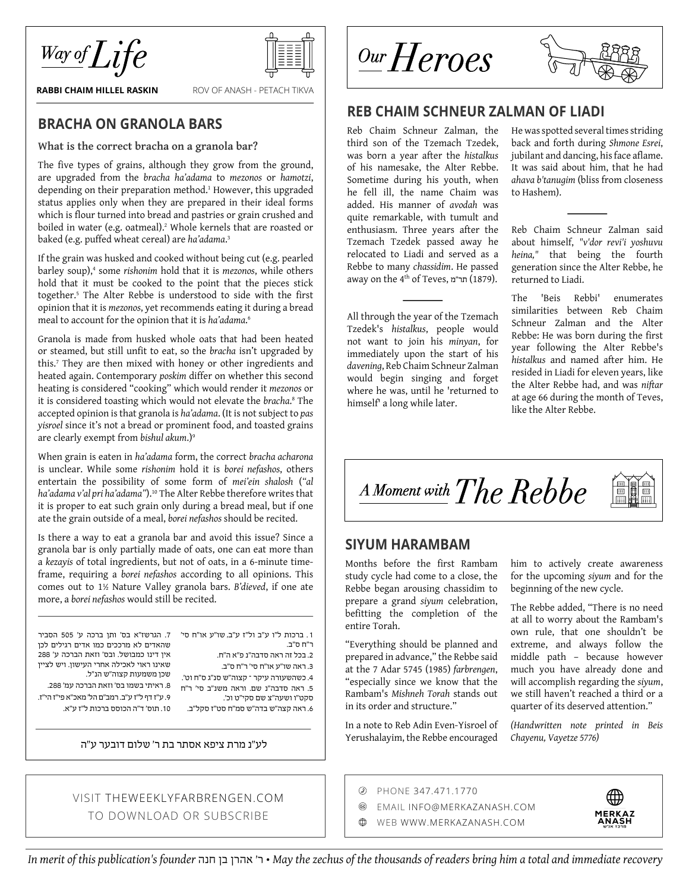# Way of Life

**RABBI CHAIM HILLEL RASKIN** ROV OF ANASH - PETACH TIKVA

## BRACHA ON GRANOLA BARS

**What is the correct bracha on a granola bar?**

The five types of grains, although they grow from the ground, are upgraded from the *bracha ha'adama* to *mezonos* or *hamotzi*, depending on their preparation method.[1] However, this upgraded status applies only when they are prepared in their ideal forms which is flour turned into bread and pastries or grain crushed and boiled in water (e.g. oatmeal).[2] Whole kernels that are roasted or baked (e.g. puffed wheat cereal) are *ha'adama*.[3]

If the grain was husked and cooked without being cut (e.g. pearled barley soup),[4] some *rishonim* hold that it is *mezonos*, while others hold that it must be cooked to the point that the pieces stick together.[5] The Alter Rebbe is understood to side with the first opinion that it is *mezonos*, yet recommends eating it during a bread meal to account for the opinion that it is *ha'adama*.[6]

Granola is made from husked whole oats that had been heated or steamed, but still unfit to eat, so the *bracha* isn't upgraded by this.[7] They are then mixed with honey or other ingredients and heated again. Contemporary *poskim* differ on whether this second heating is considered "cooking" which would render it *mezonos* or it is considered toasting which would not elevate the *bracha*.[8] The accepted opinion is that granola is *ha'adama*. (It is not subject to *pas yisroel* since it's not a bread or prominent food, and toasted grains are clearly exempt from *bishul akum*.)[9]

When grain is eaten in *ha'adama* form, the correct *bracha acharona* is unclear. While some *rishonim* hold it is *borei nefashos*, others entertain the possibility of some form of *mei'ein shalosh* ("*al ha'adama v'al pri ha'adama*").[10] The Alter Rebbe therefore writes that it is proper to eat such grain only during a bread meal, but if one ate the grain outside of a meal, *borei nefashos* should be recited.

Is there a way to eat a granola bar and avoid this issue? Since a granola bar is only partially made of oats, one can eat more than a *kezayis* of total ingredients, but not of oats, in a 6-minute time-frame, requiring a *borei nefashos* according to all opinions. This comes out to 1½ Nature Valley granola bars. *B'dieved*, if one ate more, a *borei nefashos* would still be recited.

1. ברכות ל"ו ע"ב ול"ז ע"ב, שו"ע או"ח סי' ר"ח ס"ב.
2. בכל זה ראה סדבה"נ פ"א ה"ח.
3. ראה שו"ע או"ח סי' ר"ח ס"ב.
4. כשהשעורה עיקר - קצוה"ש סנ"ג ס"ח וט'.
5. ראה סדבה"נ שם. וראה משנ"ב סי' ר"ח סקט"ו ושעה"צ שם סקי"ט וכ'.
6. ראה קצה"ש בדה"ש סמ"ח סט"ז סקל"ב.
7. הגרשז"א בס' ותן ברכה ע' 505 הסביר שהאדים לא מרככים כמו אדים רגילים לכן אין דינו כמבושל. ובס' וזאת הברכה ע' 288 שאינו ראוי לאכילה אחרי העישון. ויש לציין שכן משמעות קצוה"ש הנ"ל.
8. ראיתי בשמו בס' וזאת הברכה עמ' 288.
9. ע"ז דף ל"ז ע"ב. רמב"ם הל' מאכ"א פי"ז הי"ז.
10. תוס' ד"ה הכוסס ברכות ל"ז ע"א.

לע"נ מרת ציפא אסתר בת ר' שלום דובער ע"ה

# Our Heroes

## REB CHAIM SCHNEUR ZALMAN OF LIADI

Reb Chaim Schneur Zalman, the third son of the Tzemach Tzedek, was born a year after the *histalkus* of his namesake, the Alter Rebbe. Sometime during his youth, when he fell ill, the name Chaim was added. His manner of *avodah* was quite remarkable, with tumult and enthusiasm. Three years after the Tzemach Tzedek passed away he relocated to Liadi and served as a Rebbe to many *chassidim*. He passed away on the 4th of Teves, תר"מ (1879).

All through the year of the Tzemach Tzedek's *histalkus*, people would not want to join his *minyan*, for immediately upon the start of his *davening*, Reb Chaim Schneur Zalman would begin singing and forget where he was, until he 'returned to himself' a long while later.

He was spotted several times striding back and forth during *Shmone Esrei*, jubilant and dancing, his face aflame. It was said about him, that he had *ahava b'tanugim* (bliss from closeness to Hashem).

Reb Chaim Schneur Zalman said about himself, *"v'dor revi'i yoshuvu heina,"* that being the fourth generation since the Alter Rebbe, he returned to Liadi.

The 'Beis Rebbi' enumerates similarities between Reb Chaim Schneur Zalman and the Alter Rebbe: He was born during the first year following the Alter Rebbe's *histalkus* and named after him. He resided in Liadi for eleven years, like the Alter Rebbe had, and was *niftar* at age 66 during the month of Teves, like the Alter Rebbe.

# A Moment with The Rebbe

## SIYUM HARAMBAM

Months before the first Rambam study cycle had come to a close, the Rebbe began arousing chassidim to prepare a grand *siyum* celebration, befitting the completion of the entire Torah.

"Everything should be planned and prepared in advance," the Rebbe said at the 7 Adar 5745 (1985) *farbrengen*, "especially since we know that the Rambam's *Mishneh Torah* stands out in its order and structure."

In a note to Reb Adin Even-Yisroel of Yerushalayim, the Rebbe encouraged him to actively create awareness for the upcoming *siyum* and for the beginning of the new cycle.

The Rebbe added, "There is no need at all to worry about the Rambam's own rule, that one shouldn't be extreme, and always follow the middle path – because however much you have already done and will accomplish regarding the *siyum*, we still haven't reached a third or a quarter of its deserved attention."

*(Handwritten note printed in Beis Chayenu, Vayetze 5776)*

VISIT THEWEEKLYFARBRENGEN.COM TO DOWNLOAD OR SUBSCRIBE

PHONE 347.471.1770
EMAIL INFO@MERKAZANASH.COM
WEB WWW.MERKAZANASH.COM

MERKAZ ANASH

*In merit of this publication's founder* ר' אהרן בן חנה • *May the zechus of the thousands of readers bring him a total and immediate recovery*